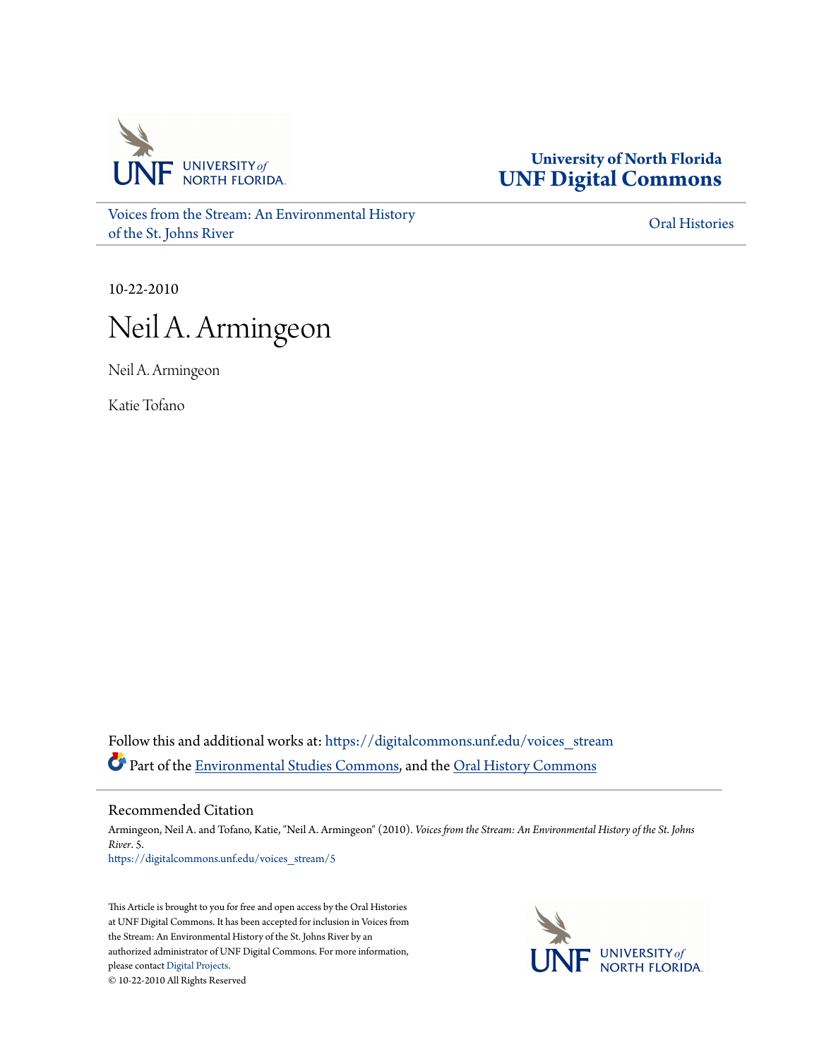University of North Florida
**UNF Digital Commons**

Voices from the Stream: An Environmental History of the St. Johns River

Oral Histories

10-22-2010

# Neil A. Armingeon

Neil A. Armingeon

Katie Tofano

Follow this and additional works at: https://digitalcommons.unf.edu/voices_stream

Part of the Environmental Studies Commons, and the Oral History Commons

## Recommended Citation

Armingeon, Neil A. and Tofano, Katie, "Neil A. Armingeon" (2010). *Voices from the Stream: An Environmental History of the St. Johns River*. 5.
https://digitalcommons.unf.edu/voices_stream/5

This Article is brought to you for free and open access by the Oral Histories at UNF Digital Commons. It has been accepted for inclusion in Voices from the Stream: An Environmental History of the St. Johns River by an authorized administrator of UNF Digital Commons. For more information, please contact Digital Projects.
© 10-22-2010 All Rights Reserved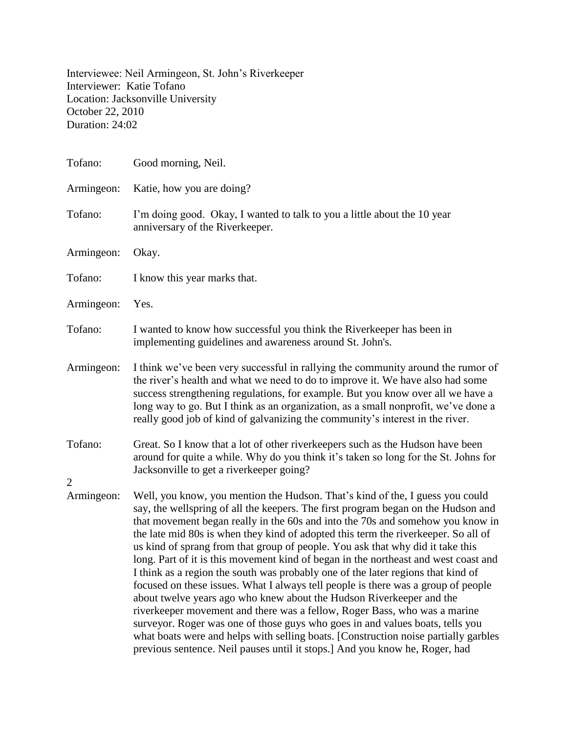Interviewee: Neil Armingeon, St. John's Riverkeeper
Interviewer: Katie Tofano
Location: Jacksonville University
October 22, 2010
Duration: 24:02

Tofano: Good morning, Neil.

Armingeon: Katie, how you are doing?

Tofano: I'm doing good. Okay, I wanted to talk to you a little about the 10 year anniversary of the Riverkeeper.

Armingeon: Okay.

Tofano: I know this year marks that.

Armingeon: Yes.

Tofano: I wanted to know how successful you think the Riverkeeper has been in implementing guidelines and awareness around St. John's.

Armingeon: I think we've been very successful in rallying the community around the rumor of the river's health and what we need to do to improve it. We have also had some success strengthening regulations, for example. But you know over all we have a long way to go. But I think as an organization, as a small nonprofit, we've done a really good job of kind of galvanizing the community's interest in the river.

Tofano: Great. So I know that a lot of other riverkeepers such as the Hudson have been around for quite a while. Why do you think it's taken so long for the St. Johns for Jacksonville to get a riverkeeper going?

Armingeon: Well, you know, you mention the Hudson. That's kind of the, I guess you could say, the wellspring of all the keepers. The first program began on the Hudson and that movement began really in the 60s and into the 70s and somehow you know in the late mid 80s is when they kind of adopted this term the riverkeeper. So all of us kind of sprang from that group of people. You ask that why did it take this long. Part of it is this movement kind of began in the northeast and west coast and I think as a region the south was probably one of the later regions that kind of focused on these issues. What I always tell people is there was a group of people about twelve years ago who knew about the Hudson Riverkeeper and the riverkeeper movement and there was a fellow, Roger Bass, who was a marine surveyor. Roger was one of those guys who goes in and values boats, tells you what boats were and helps with selling boats. [Construction noise partially garbles previous sentence. Neil pauses until it stops.] And you know he, Roger, had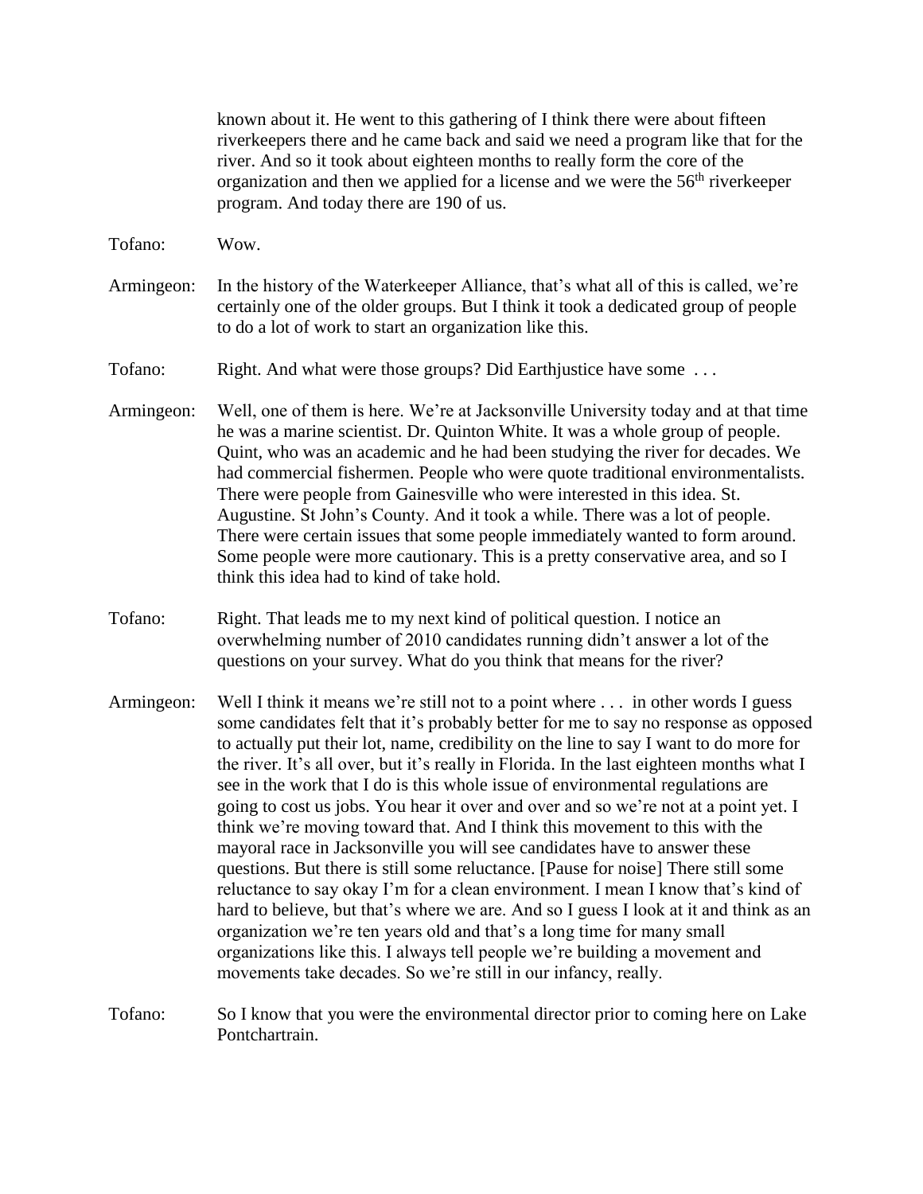known about it. He went to this gathering of I think there were about fifteen riverkeepers there and he came back and said we need a program like that for the river. And so it took about eighteen months to really form the core of the organization and then we applied for a license and we were the 56th riverkeeper program. And today there are 190 of us.

Tofano: Wow.

Armingeon: In the history of the Waterkeeper Alliance, that's what all of this is called, we're certainly one of the older groups. But I think it took a dedicated group of people to do a lot of work to start an organization like this.

Tofano: Right. And what were those groups? Did Earthjustice have some . . .

Armingeon: Well, one of them is here. We're at Jacksonville University today and at that time he was a marine scientist. Dr. Quinton White. It was a whole group of people. Quint, who was an academic and he had been studying the river for decades. We had commercial fishermen. People who were quote traditional environmentalists. There were people from Gainesville who were interested in this idea. St. Augustine. St John's County. And it took a while. There was a lot of people. There were certain issues that some people immediately wanted to form around. Some people were more cautionary. This is a pretty conservative area, and so I think this idea had to kind of take hold.

Tofano: Right. That leads me to my next kind of political question. I notice an overwhelming number of 2010 candidates running didn't answer a lot of the questions on your survey. What do you think that means for the river?

Armingeon: Well I think it means we're still not to a point where . . . in other words I guess some candidates felt that it's probably better for me to say no response as opposed to actually put their lot, name, credibility on the line to say I want to do more for the river. It's all over, but it's really in Florida. In the last eighteen months what I see in the work that I do is this whole issue of environmental regulations are going to cost us jobs. You hear it over and over and so we're not at a point yet. I think we're moving toward that. And I think this movement to this with the mayoral race in Jacksonville you will see candidates have to answer these questions. But there is still some reluctance. [Pause for noise] There still some reluctance to say okay I'm for a clean environment. I mean I know that's kind of hard to believe, but that's where we are. And so I guess I look at it and think as an organization we're ten years old and that's a long time for many small organizations like this. I always tell people we're building a movement and movements take decades. So we're still in our infancy, really.

Tofano: So I know that you were the environmental director prior to coming here on Lake Pontchartrain.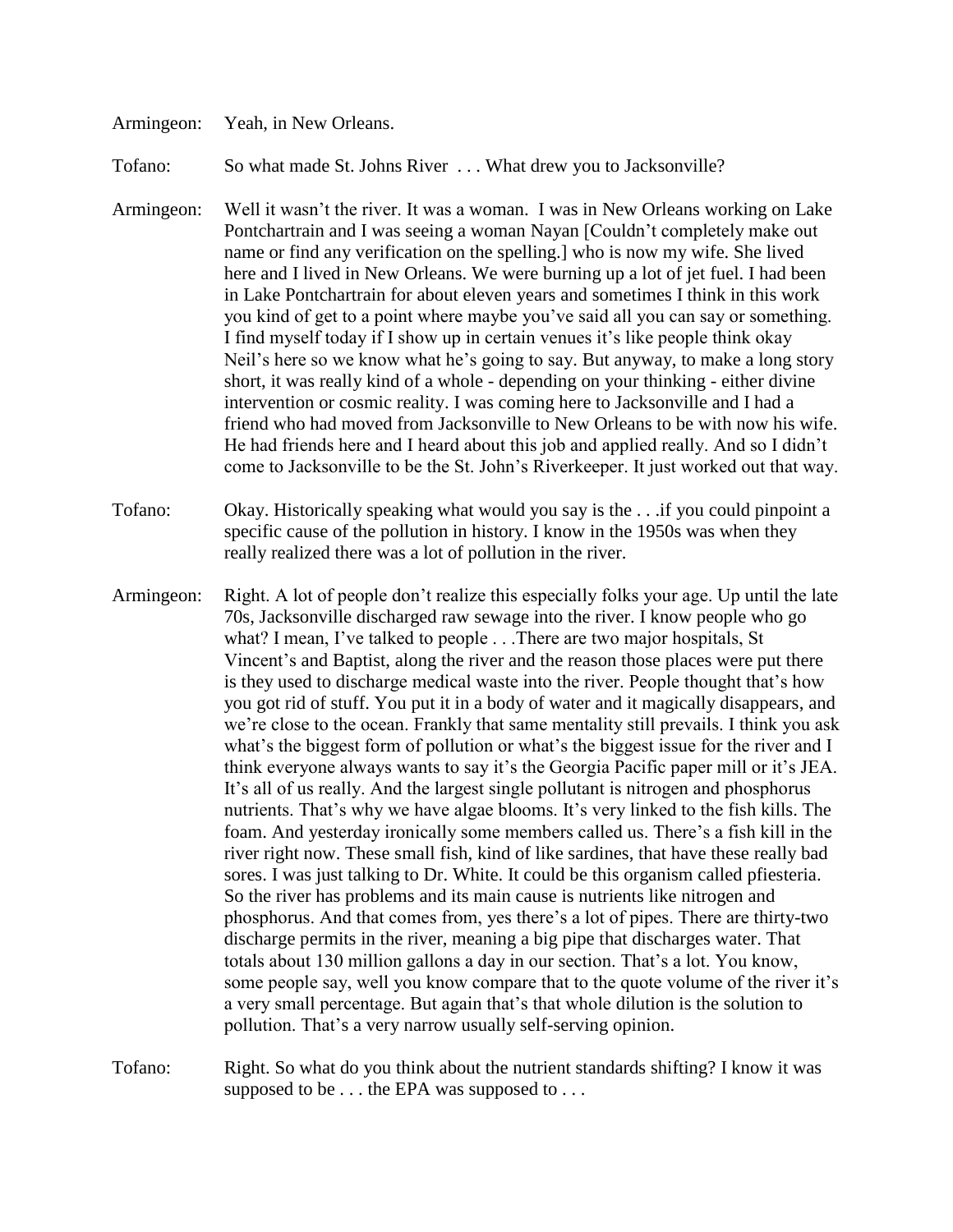Armingeon: Yeah, in New Orleans.

Tofano: So what made St. Johns River . . . What drew you to Jacksonville?

Armingeon: Well it wasn't the river. It was a woman. I was in New Orleans working on Lake Pontchartrain and I was seeing a woman Nayan [Couldn't completely make out name or find any verification on the spelling.] who is now my wife. She lived here and I lived in New Orleans. We were burning up a lot of jet fuel. I had been in Lake Pontchartrain for about eleven years and sometimes I think in this work you kind of get to a point where maybe you've said all you can say or something. I find myself today if I show up in certain venues it's like people think okay Neil's here so we know what he's going to say. But anyway, to make a long story short, it was really kind of a whole - depending on your thinking - either divine intervention or cosmic reality. I was coming here to Jacksonville and I had a friend who had moved from Jacksonville to New Orleans to be with now his wife. He had friends here and I heard about this job and applied really. And so I didn't come to Jacksonville to be the St. John's Riverkeeper. It just worked out that way.

Tofano: Okay. Historically speaking what would you say is the . . .if you could pinpoint a specific cause of the pollution in history. I know in the 1950s was when they really realized there was a lot of pollution in the river.

Armingeon: Right. A lot of people don't realize this especially folks your age. Up until the late 70s, Jacksonville discharged raw sewage into the river. I know people who go what? I mean, I've talked to people . . .There are two major hospitals, St Vincent's and Baptist, along the river and the reason those places were put there is they used to discharge medical waste into the river. People thought that's how you got rid of stuff. You put it in a body of water and it magically disappears, and we're close to the ocean. Frankly that same mentality still prevails. I think you ask what's the biggest form of pollution or what's the biggest issue for the river and I think everyone always wants to say it's the Georgia Pacific paper mill or it's JEA. It's all of us really. And the largest single pollutant is nitrogen and phosphorus nutrients. That's why we have algae blooms. It's very linked to the fish kills. The foam. And yesterday ironically some members called us. There's a fish kill in the river right now. These small fish, kind of like sardines, that have these really bad sores. I was just talking to Dr. White. It could be this organism called pfiesteria. So the river has problems and its main cause is nutrients like nitrogen and phosphorus. And that comes from, yes there's a lot of pipes. There are thirty-two discharge permits in the river, meaning a big pipe that discharges water. That totals about 130 million gallons a day in our section. That's a lot. You know, some people say, well you know compare that to the quote volume of the river it's a very small percentage. But again that's that whole dilution is the solution to pollution. That's a very narrow usually self-serving opinion.

Tofano: Right. So what do you think about the nutrient standards shifting? I know it was supposed to be . . . the EPA was supposed to . . .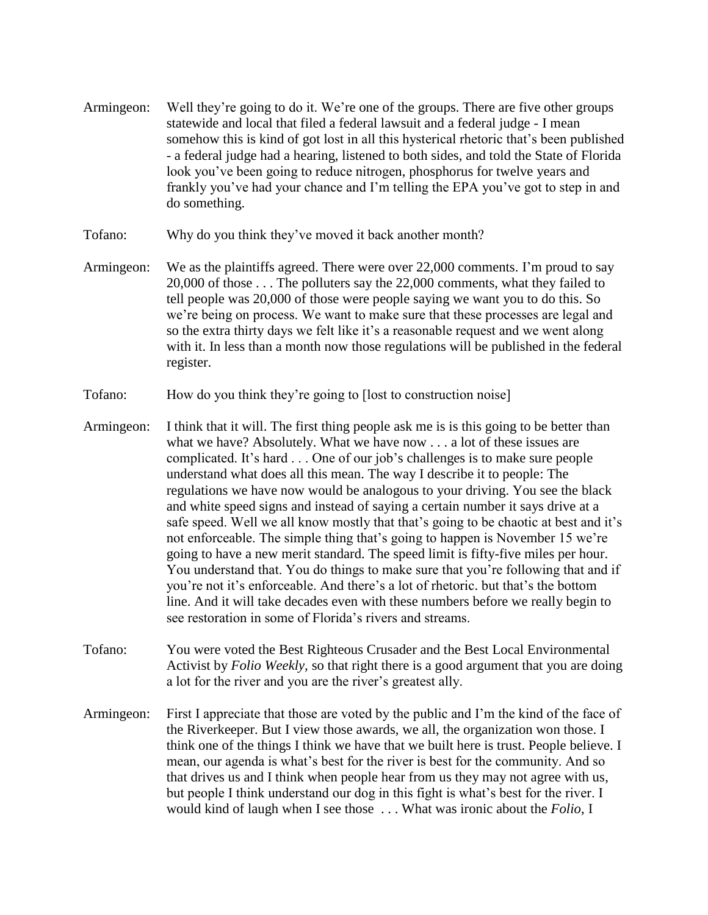Armingeon: Well they're going to do it. We're one of the groups. There are five other groups statewide and local that filed a federal lawsuit and a federal judge - I mean somehow this is kind of got lost in all this hysterical rhetoric that's been published - a federal judge had a hearing, listened to both sides, and told the State of Florida look you've been going to reduce nitrogen, phosphorus for twelve years and frankly you've had your chance and I'm telling the EPA you've got to step in and do something.

Tofano: Why do you think they've moved it back another month?

Armingeon: We as the plaintiffs agreed. There were over 22,000 comments. I'm proud to say 20,000 of those . . . The polluters say the 22,000 comments, what they failed to tell people was 20,000 of those were people saying we want you to do this. So we're being on process. We want to make sure that these processes are legal and so the extra thirty days we felt like it's a reasonable request and we went along with it. In less than a month now those regulations will be published in the federal register.

Tofano: How do you think they're going to [lost to construction noise]

Armingeon: I think that it will. The first thing people ask me is is this going to be better than what we have? Absolutely. What we have now . . . a lot of these issues are complicated. It's hard . . . One of our job's challenges is to make sure people understand what does all this mean. The way I describe it to people: The regulations we have now would be analogous to your driving. You see the black and white speed signs and instead of saying a certain number it says drive at a safe speed. Well we all know mostly that that's going to be chaotic at best and it's not enforceable. The simple thing that's going to happen is November 15 we're going to have a new merit standard. The speed limit is fifty-five miles per hour. You understand that. You do things to make sure that you're following that and if you're not it's enforceable. And there's a lot of rhetoric. but that's the bottom line. And it will take decades even with these numbers before we really begin to see restoration in some of Florida's rivers and streams.

Tofano: You were voted the Best Righteous Crusader and the Best Local Environmental Activist by *Folio Weekly*, so that right there is a good argument that you are doing a lot for the river and you are the river's greatest ally.

Armingeon: First I appreciate that those are voted by the public and I'm the kind of the face of the Riverkeeper. But I view those awards, we all, the organization won those. I think one of the things I think we have that we built here is trust. People believe. I mean, our agenda is what's best for the river is best for the community. And so that drives us and I think when people hear from us they may not agree with us, but people I think understand our dog in this fight is what's best for the river. I would kind of laugh when I see those . . . What was ironic about the *Folio*, I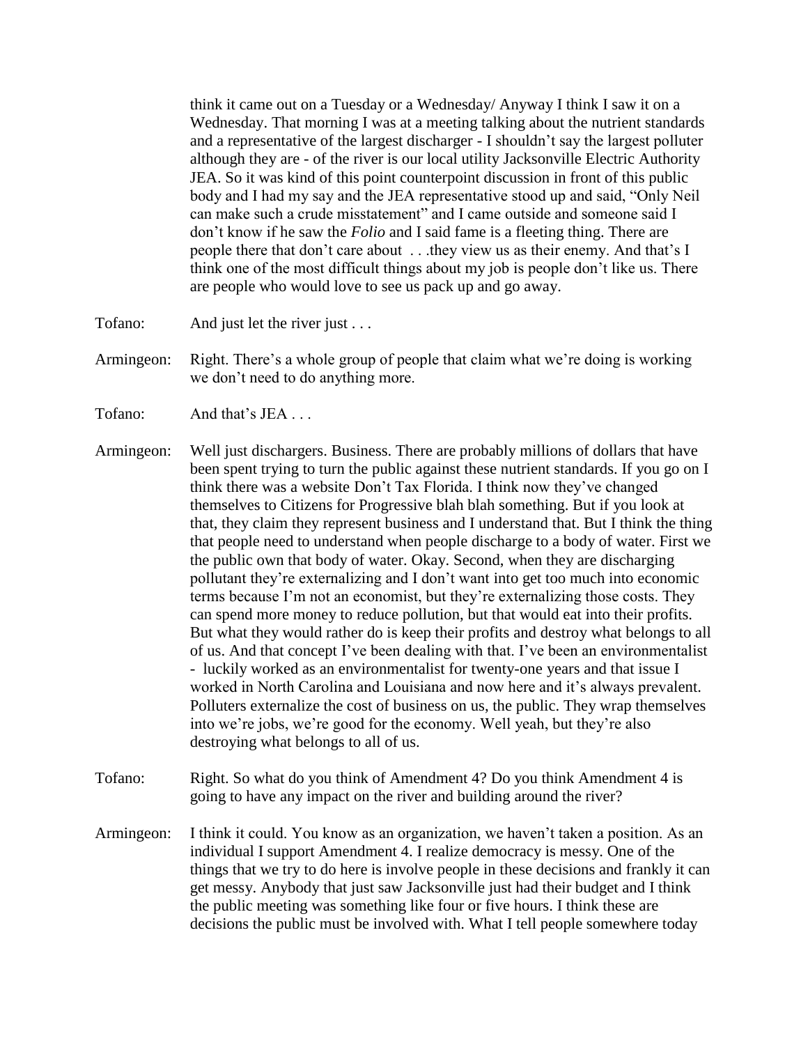think it came out on a Tuesday or a Wednesday/ Anyway I think I saw it on a Wednesday. That morning I was at a meeting talking about the nutrient standards and a representative of the largest discharger - I shouldn't say the largest polluter although they are - of the river is our local utility Jacksonville Electric Authority JEA. So it was kind of this point counterpoint discussion in front of this public body and I had my say and the JEA representative stood up and said, "Only Neil can make such a crude misstatement" and I came outside and someone said I don't know if he saw the *Folio* and I said fame is a fleeting thing. There are people there that don't care about . . .they view us as their enemy. And that's I think one of the most difficult things about my job is people don't like us. There are people who would love to see us pack up and go away.

Tofano: And just let the river just . . .

Armingeon: Right. There's a whole group of people that claim what we're doing is working we don't need to do anything more.

Tofano: And that's JEA . . .

Armingeon: Well just dischargers. Business. There are probably millions of dollars that have been spent trying to turn the public against these nutrient standards. If you go on I think there was a website Don't Tax Florida. I think now they've changed themselves to Citizens for Progressive blah blah something. But if you look at that, they claim they represent business and I understand that. But I think the thing that people need to understand when people discharge to a body of water. First we the public own that body of water. Okay. Second, when they are discharging pollutant they're externalizing and I don't want into get too much into economic terms because I'm not an economist, but they're externalizing those costs. They can spend more money to reduce pollution, but that would eat into their profits. But what they would rather do is keep their profits and destroy what belongs to all of us. And that concept I've been dealing with that. I've been an environmentalist - luckily worked as an environmentalist for twenty-one years and that issue I worked in North Carolina and Louisiana and now here and it's always prevalent. Polluters externalize the cost of business on us, the public. They wrap themselves into we're jobs, we're good for the economy. Well yeah, but they're also destroying what belongs to all of us.

Tofano: Right. So what do you think of Amendment 4? Do you think Amendment 4 is going to have any impact on the river and building around the river?

Armingeon: I think it could. You know as an organization, we haven't taken a position. As an individual I support Amendment 4. I realize democracy is messy. One of the things that we try to do here is involve people in these decisions and frankly it can get messy. Anybody that just saw Jacksonville just had their budget and I think the public meeting was something like four or five hours. I think these are decisions the public must be involved with. What I tell people somewhere today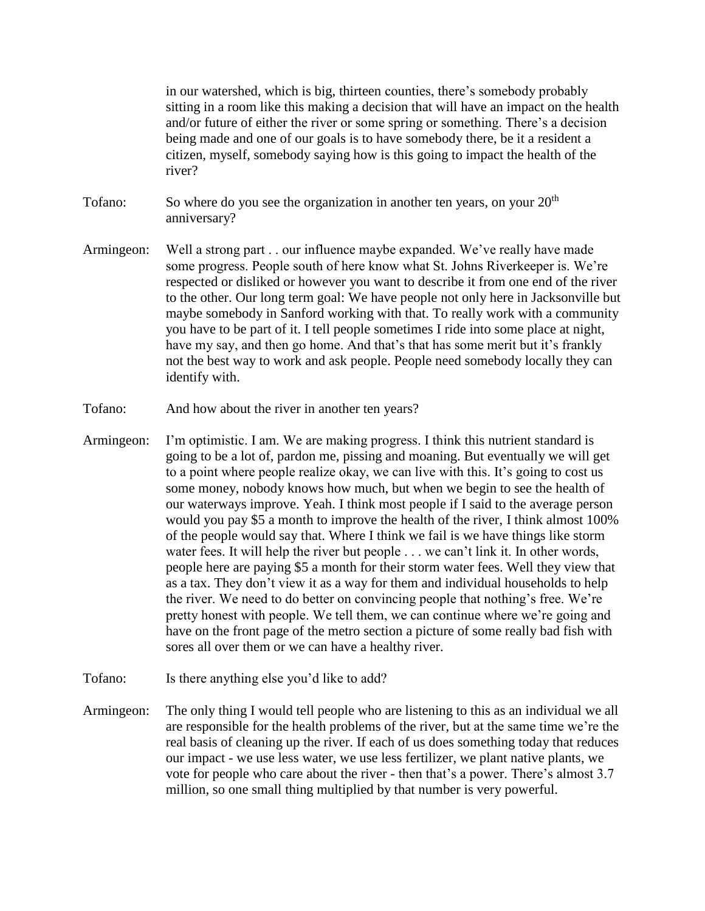in our watershed, which is big, thirteen counties, there's somebody probably sitting in a room like this making a decision that will have an impact on the health and/or future of either the river or some spring or something. There's a decision being made and one of our goals is to have somebody there, be it a resident a citizen, myself, somebody saying how is this going to impact the health of the river?

Tofano: So where do you see the organization in another ten years, on your 20th anniversary?

Armingeon: Well a strong part . . our influence maybe expanded. We've really have made some progress. People south of here know what St. Johns Riverkeeper is. We're respected or disliked or however you want to describe it from one end of the river to the other. Our long term goal: We have people not only here in Jacksonville but maybe somebody in Sanford working with that. To really work with a community you have to be part of it. I tell people sometimes I ride into some place at night, have my say, and then go home. And that's that has some merit but it's frankly not the best way to work and ask people. People need somebody locally they can identify with.

Tofano: And how about the river in another ten years?

Armingeon: I'm optimistic. I am. We are making progress. I think this nutrient standard is going to be a lot of, pardon me, pissing and moaning. But eventually we will get to a point where people realize okay, we can live with this. It's going to cost us some money, nobody knows how much, but when we begin to see the health of our waterways improve. Yeah. I think most people if I said to the average person would you pay $5 a month to improve the health of the river, I think almost 100% of the people would say that. Where I think we fail is we have things like storm water fees. It will help the river but people . . . we can't link it. In other words, people here are paying $5 a month for their storm water fees. Well they view that as a tax. They don't view it as a way for them and individual households to help the river. We need to do better on convincing people that nothing's free. We're pretty honest with people. We tell them, we can continue where we're going and have on the front page of the metro section a picture of some really bad fish with sores all over them or we can have a healthy river.

Tofano: Is there anything else you'd like to add?

Armingeon: The only thing I would tell people who are listening to this as an individual we all are responsible for the health problems of the river, but at the same time we're the real basis of cleaning up the river. If each of us does something today that reduces our impact - we use less water, we use less fertilizer, we plant native plants, we vote for people who care about the river - then that's a power. There's almost 3.7 million, so one small thing multiplied by that number is very powerful.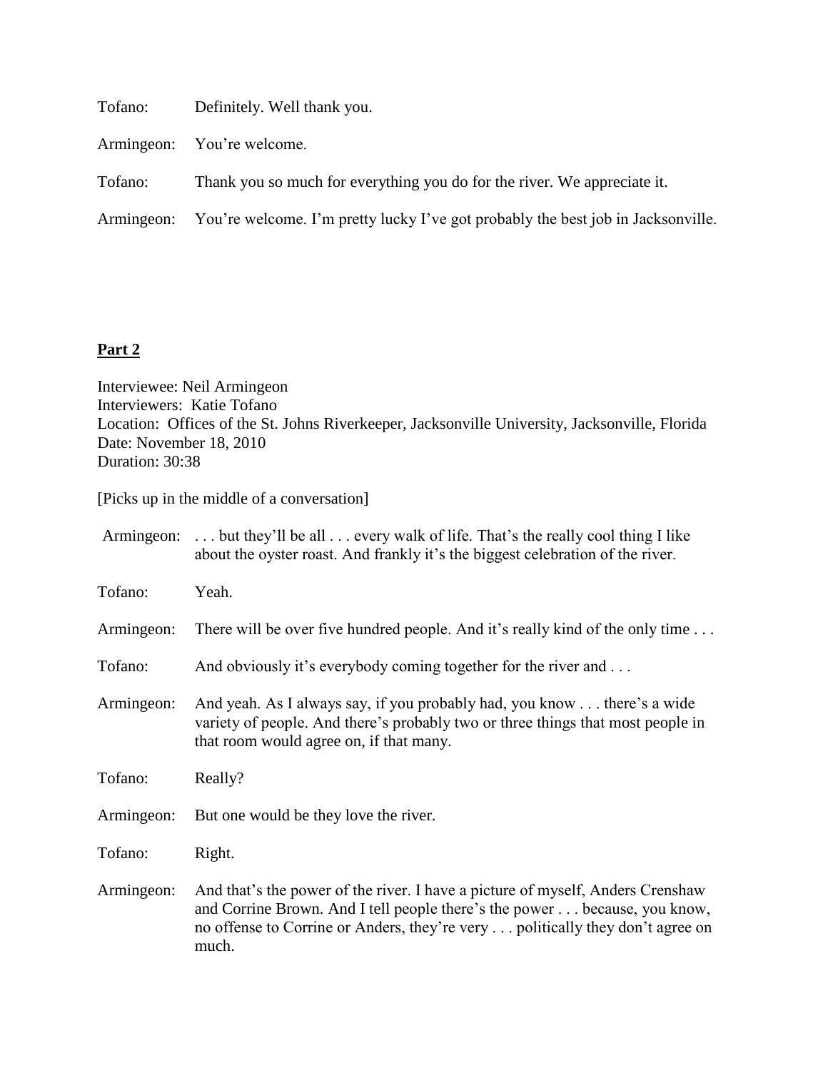Tofano: Definitely. Well thank you.

Armingeon: You're welcome.

Tofano: Thank you so much for everything you do for the river. We appreciate it.

Armingeon: You're welcome. I'm pretty lucky I've got probably the best job in Jacksonville.

**Part 2**

Interviewee: Neil Armingeon
Interviewers: Katie Tofano
Location: Offices of the St. Johns Riverkeeper, Jacksonville University, Jacksonville, Florida
Date: November 18, 2010
Duration: 30:38

[Picks up in the middle of a conversation]

Armingeon: . . . but they'll be all . . . every walk of life. That's the really cool thing I like about the oyster roast. And frankly it's the biggest celebration of the river.

Tofano: Yeah.

Armingeon: There will be over five hundred people. And it's really kind of the only time . . .

Tofano: And obviously it's everybody coming together for the river and . . .

Armingeon: And yeah. As I always say, if you probably had, you know . . . there's a wide variety of people. And there's probably two or three things that most people in that room would agree on, if that many.

Tofano: Really?

Armingeon: But one would be they love the river.

Tofano: Right.

Armingeon: And that's the power of the river. I have a picture of myself, Anders Crenshaw and Corrine Brown. And I tell people there's the power . . . because, you know, no offense to Corrine or Anders, they're very . . . politically they don't agree on much.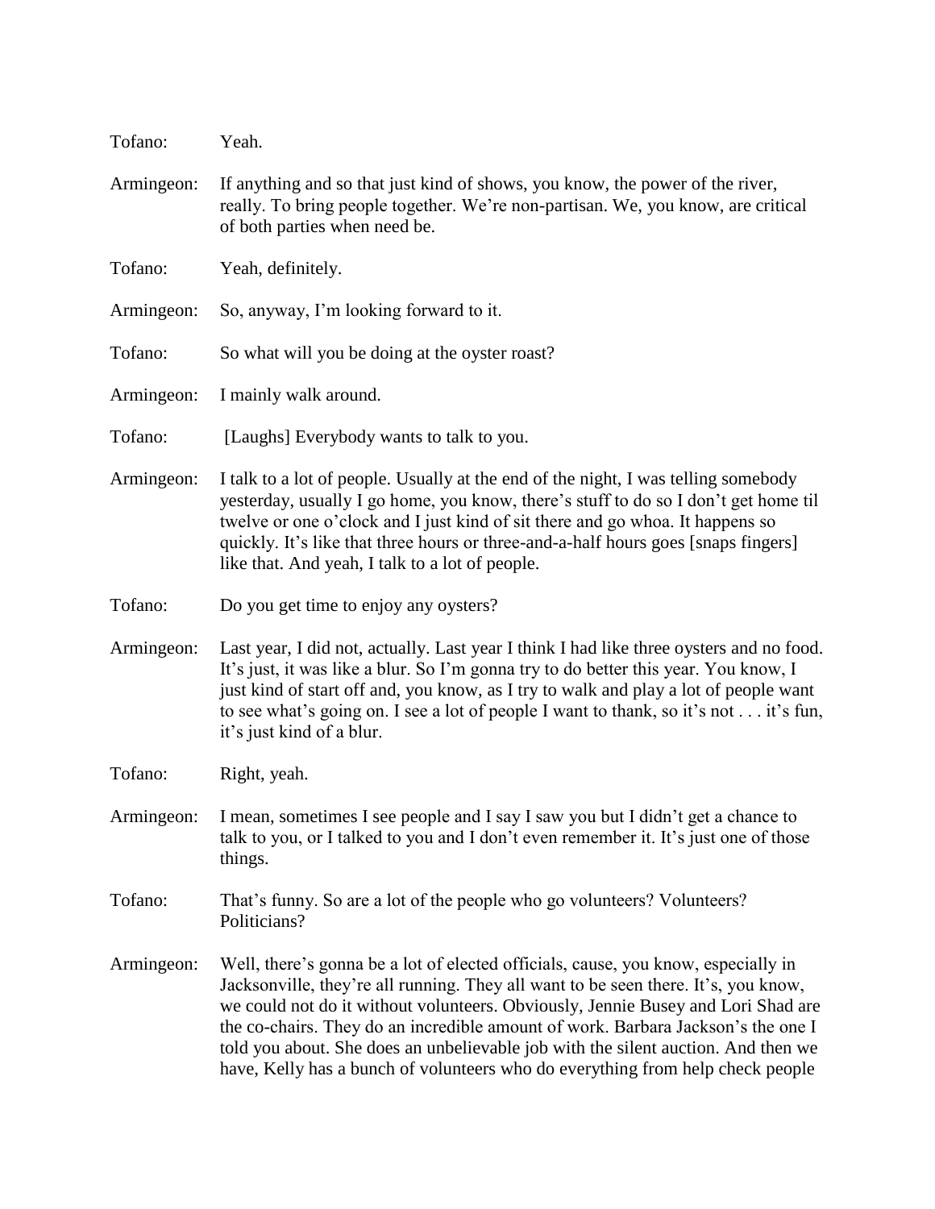Tofano: Yeah.

Armingeon: If anything and so that just kind of shows, you know, the power of the river, really. To bring people together. We're non-partisan. We, you know, are critical of both parties when need be.

Tofano: Yeah, definitely.

Armingeon: So, anyway, I'm looking forward to it.

Tofano: So what will you be doing at the oyster roast?

Armingeon: I mainly walk around.

Tofano: [Laughs] Everybody wants to talk to you.

Armingeon: I talk to a lot of people. Usually at the end of the night, I was telling somebody yesterday, usually I go home, you know, there's stuff to do so I don't get home til twelve or one o'clock and I just kind of sit there and go whoa. It happens so quickly. It's like that three hours or three-and-a-half hours goes [snaps fingers] like that. And yeah, I talk to a lot of people.

Tofano: Do you get time to enjoy any oysters?

Armingeon: Last year, I did not, actually. Last year I think I had like three oysters and no food. It's just, it was like a blur. So I'm gonna try to do better this year. You know, I just kind of start off and, you know, as I try to walk and play a lot of people want to see what's going on. I see a lot of people I want to thank, so it's not . . . it's fun, it's just kind of a blur.

Tofano: Right, yeah.

Armingeon: I mean, sometimes I see people and I say I saw you but I didn't get a chance to talk to you, or I talked to you and I don't even remember it. It's just one of those things.

Tofano: That's funny. So are a lot of the people who go volunteers? Volunteers? Politicians?

Armingeon: Well, there's gonna be a lot of elected officials, cause, you know, especially in Jacksonville, they're all running. They all want to be seen there. It's, you know, we could not do it without volunteers. Obviously, Jennie Busey and Lori Shad are the co-chairs. They do an incredible amount of work. Barbara Jackson's the one I told you about. She does an unbelievable job with the silent auction. And then we have, Kelly has a bunch of volunteers who do everything from help check people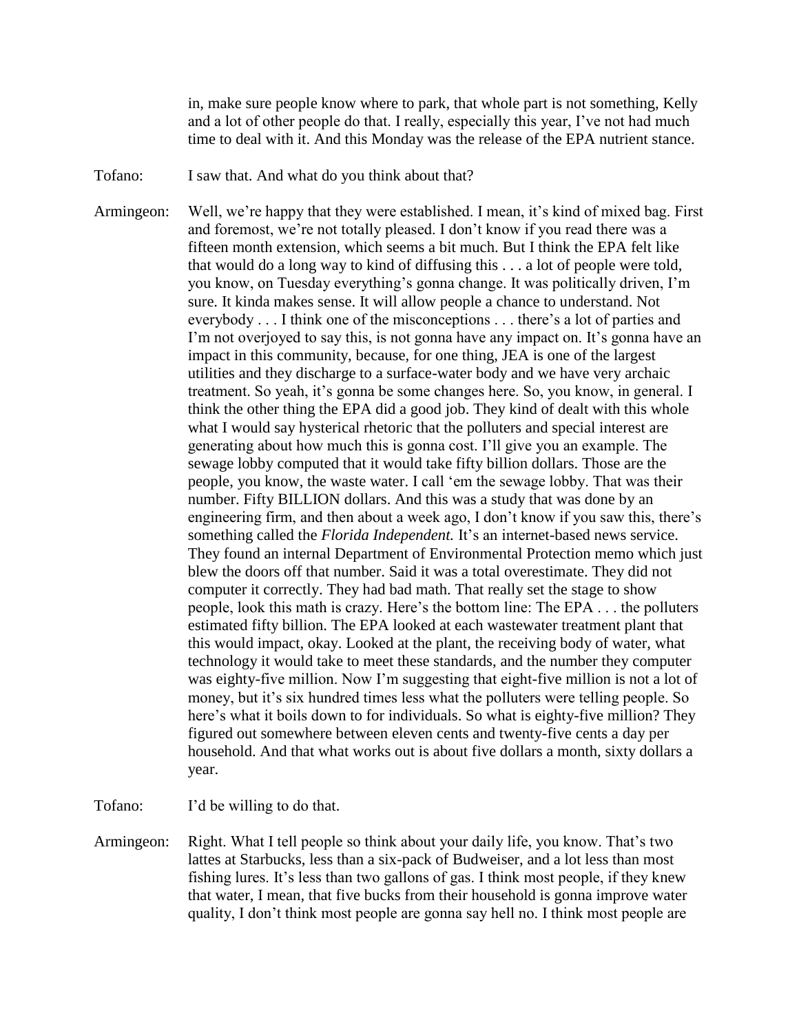in, make sure people know where to park, that whole part is not something, Kelly and a lot of other people do that. I really, especially this year, I've not had much time to deal with it. And this Monday was the release of the EPA nutrient stance.

Tofano: I saw that. And what do you think about that?

Armingeon: Well, we're happy that they were established. I mean, it's kind of mixed bag. First and foremost, we're not totally pleased. I don't know if you read there was a fifteen month extension, which seems a bit much. But I think the EPA felt like that would do a long way to kind of diffusing this . . . a lot of people were told, you know, on Tuesday everything's gonna change. It was politically driven, I'm sure. It kinda makes sense. It will allow people a chance to understand. Not everybody . . . I think one of the misconceptions . . . there's a lot of parties and I'm not overjoyed to say this, is not gonna have any impact on. It's gonna have an impact in this community, because, for one thing, JEA is one of the largest utilities and they discharge to a surface-water body and we have very archaic treatment. So yeah, it's gonna be some changes here. So, you know, in general. I think the other thing the EPA did a good job. They kind of dealt with this whole what I would say hysterical rhetoric that the polluters and special interest are generating about how much this is gonna cost. I'll give you an example. The sewage lobby computed that it would take fifty billion dollars. Those are the people, you know, the waste water. I call 'em the sewage lobby. That was their number. Fifty BILLION dollars. And this was a study that was done by an engineering firm, and then about a week ago, I don't know if you saw this, there's something called the *Florida Independent.* It's an internet-based news service. They found an internal Department of Environmental Protection memo which just blew the doors off that number. Said it was a total overestimate. They did not computer it correctly. They had bad math. That really set the stage to show people, look this math is crazy. Here's the bottom line: The EPA . . . the polluters estimated fifty billion. The EPA looked at each wastewater treatment plant that this would impact, okay. Looked at the plant, the receiving body of water, what technology it would take to meet these standards, and the number they computer was eighty-five million. Now I'm suggesting that eight-five million is not a lot of money, but it's six hundred times less what the polluters were telling people. So here's what it boils down to for individuals. So what is eighty-five million? They figured out somewhere between eleven cents and twenty-five cents a day per household. And that what works out is about five dollars a month, sixty dollars a year.

Tofano: I'd be willing to do that.

Armingeon: Right. What I tell people so think about your daily life, you know. That's two lattes at Starbucks, less than a six-pack of Budweiser, and a lot less than most fishing lures. It's less than two gallons of gas. I think most people, if they knew that water, I mean, that five bucks from their household is gonna improve water quality, I don't think most people are gonna say hell no. I think most people are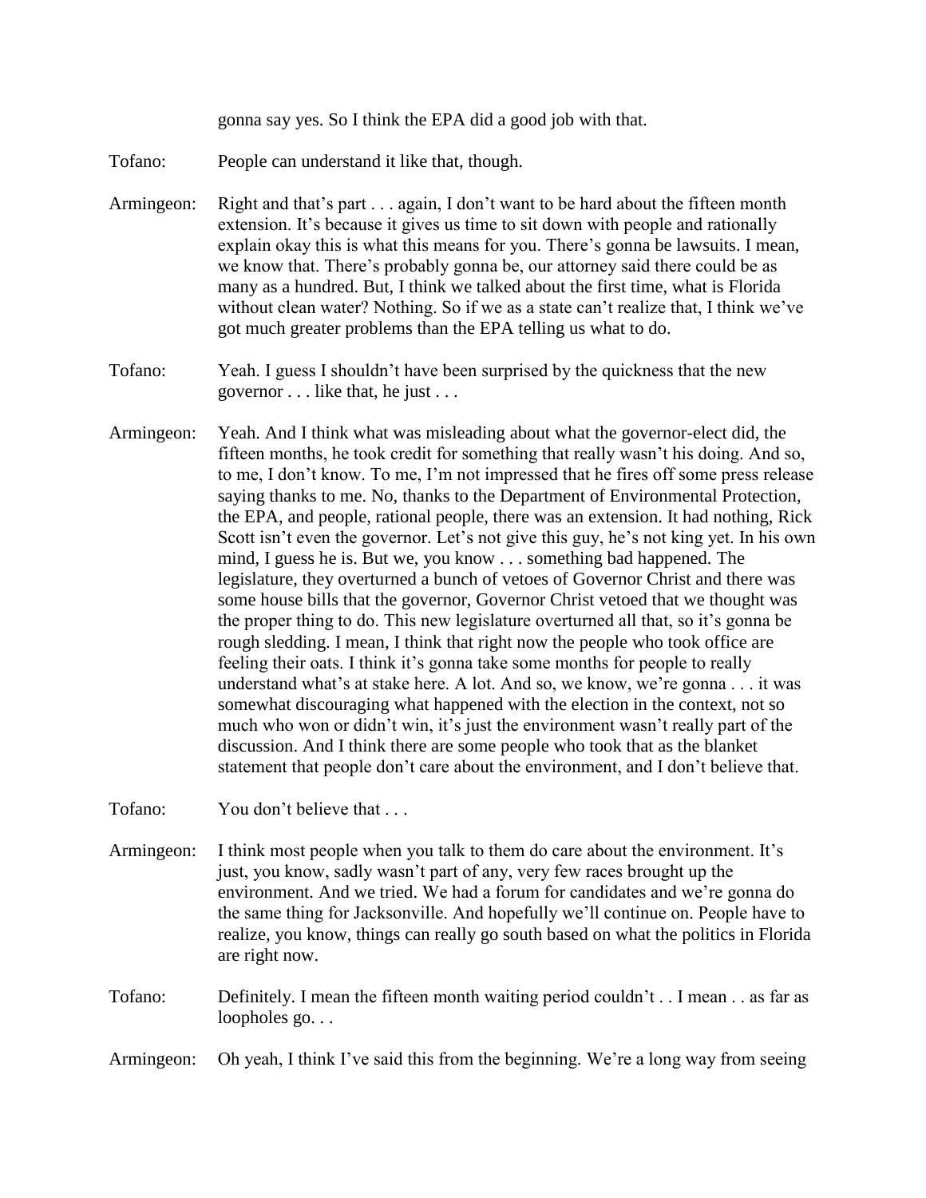gonna say yes. So I think the EPA did a good job with that.

Tofano: People can understand it like that, though.

Armingeon: Right and that's part . . . again, I don't want to be hard about the fifteen month extension. It's because it gives us time to sit down with people and rationally explain okay this is what this means for you. There's gonna be lawsuits. I mean, we know that. There's probably gonna be, our attorney said there could be as many as a hundred. But, I think we talked about the first time, what is Florida without clean water? Nothing. So if we as a state can't realize that, I think we've got much greater problems than the EPA telling us what to do.

Tofano: Yeah. I guess I shouldn't have been surprised by the quickness that the new governor . . . like that, he just . . .

Armingeon: Yeah. And I think what was misleading about what the governor-elect did, the fifteen months, he took credit for something that really wasn't his doing. And so, to me, I don't know. To me, I'm not impressed that he fires off some press release saying thanks to me. No, thanks to the Department of Environmental Protection, the EPA, and people, rational people, there was an extension. It had nothing, Rick Scott isn't even the governor. Let's not give this guy, he's not king yet. In his own mind, I guess he is. But we, you know . . . something bad happened. The legislature, they overturned a bunch of vetoes of Governor Christ and there was some house bills that the governor, Governor Christ vetoed that we thought was the proper thing to do. This new legislature overturned all that, so it's gonna be rough sledding. I mean, I think that right now the people who took office are feeling their oats. I think it's gonna take some months for people to really understand what's at stake here. A lot. And so, we know, we're gonna . . . it was somewhat discouraging what happened with the election in the context, not so much who won or didn't win, it's just the environment wasn't really part of the discussion. And I think there are some people who took that as the blanket statement that people don't care about the environment, and I don't believe that.

Tofano: You don't believe that . . .

Armingeon: I think most people when you talk to them do care about the environment. It's just, you know, sadly wasn't part of any, very few races brought up the environment. And we tried. We had a forum for candidates and we're gonna do the same thing for Jacksonville. And hopefully we'll continue on. People have to realize, you know, things can really go south based on what the politics in Florida are right now.

Tofano: Definitely. I mean the fifteen month waiting period couldn't . . I mean . . as far as loopholes go. . .

Armingeon: Oh yeah, I think I've said this from the beginning. We're a long way from seeing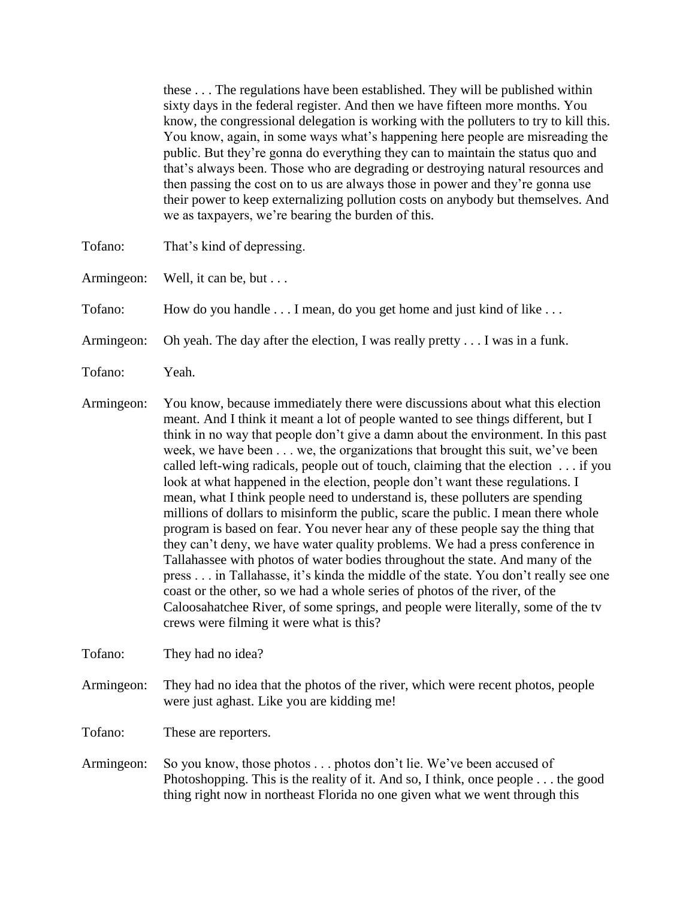these . . . The regulations have been established. They will be published within sixty days in the federal register. And then we have fifteen more months. You know, the congressional delegation is working with the polluters to try to kill this. You know, again, in some ways what's happening here people are misreading the public. But they're gonna do everything they can to maintain the status quo and that's always been. Those who are degrading or destroying natural resources and then passing the cost on to us are always those in power and they're gonna use their power to keep externalizing pollution costs on anybody but themselves. And we as taxpayers, we're bearing the burden of this.

Tofano: That's kind of depressing.

Armingeon: Well, it can be, but . . .

Tofano: How do you handle . . . I mean, do you get home and just kind of like . . .

Armingeon: Oh yeah. The day after the election, I was really pretty . . . I was in a funk.

Tofano: Yeah.

Armingeon: You know, because immediately there were discussions about what this election meant. And I think it meant a lot of people wanted to see things different, but I think in no way that people don't give a damn about the environment. In this past week, we have been . . . we, the organizations that brought this suit, we've been called left-wing radicals, people out of touch, claiming that the election . . . if you look at what happened in the election, people don't want these regulations. I mean, what I think people need to understand is, these polluters are spending millions of dollars to misinform the public, scare the public. I mean there whole program is based on fear. You never hear any of these people say the thing that they can't deny, we have water quality problems. We had a press conference in Tallahassee with photos of water bodies throughout the state. And many of the press . . . in Tallahasse, it's kinda the middle of the state. You don't really see one coast or the other, so we had a whole series of photos of the river, of the Caloosahatchee River, of some springs, and people were literally, some of the tv crews were filming it were what is this?

Tofano: They had no idea?

Armingeon: They had no idea that the photos of the river, which were recent photos, people were just aghast. Like you are kidding me!

Tofano: These are reporters.

Armingeon: So you know, those photos . . . photos don't lie. We've been accused of Photoshopping. This is the reality of it. And so, I think, once people . . . the good thing right now in northeast Florida no one given what we went through this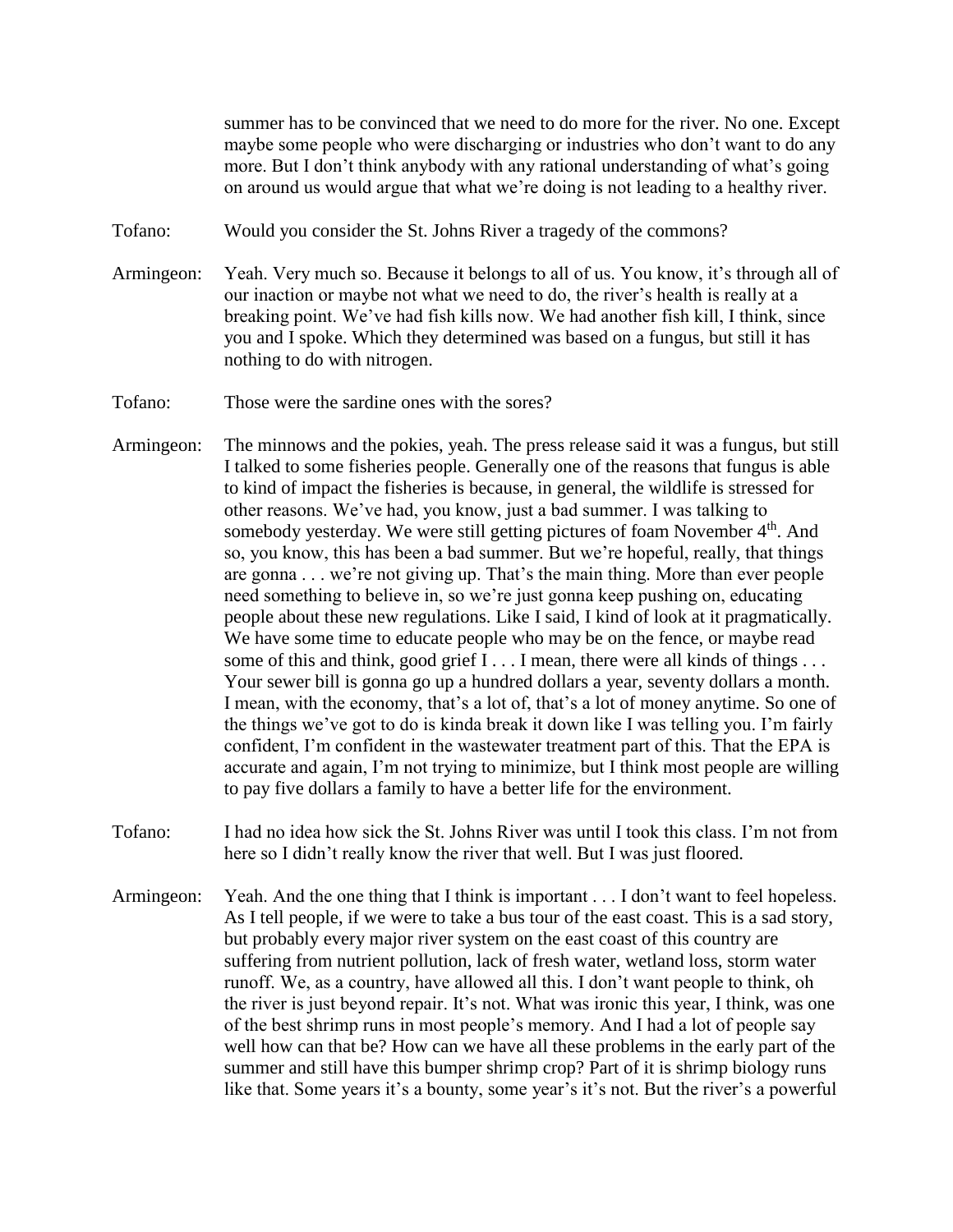summer has to be convinced that we need to do more for the river. No one. Except maybe some people who were discharging or industries who don't want to do any more. But I don't think anybody with any rational understanding of what's going on around us would argue that what we're doing is not leading to a healthy river.

Tofano: Would you consider the St. Johns River a tragedy of the commons?

Armingeon: Yeah. Very much so. Because it belongs to all of us. You know, it's through all of our inaction or maybe not what we need to do, the river's health is really at a breaking point. We've had fish kills now. We had another fish kill, I think, since you and I spoke. Which they determined was based on a fungus, but still it has nothing to do with nitrogen.

Tofano: Those were the sardine ones with the sores?

Armingeon: The minnows and the pokies, yeah. The press release said it was a fungus, but still I talked to some fisheries people. Generally one of the reasons that fungus is able to kind of impact the fisheries is because, in general, the wildlife is stressed for other reasons. We've had, you know, just a bad summer. I was talking to somebody yesterday. We were still getting pictures of foam November 4th. And so, you know, this has been a bad summer. But we're hopeful, really, that things are gonna . . . we're not giving up. That's the main thing. More than ever people need something to believe in, so we're just gonna keep pushing on, educating people about these new regulations. Like I said, I kind of look at it pragmatically. We have some time to educate people who may be on the fence, or maybe read some of this and think, good grief I . . . I mean, there were all kinds of things . . . Your sewer bill is gonna go up a hundred dollars a year, seventy dollars a month. I mean, with the economy, that's a lot of, that's a lot of money anytime. So one of the things we've got to do is kinda break it down like I was telling you. I'm fairly confident, I'm confident in the wastewater treatment part of this. That the EPA is accurate and again, I'm not trying to minimize, but I think most people are willing to pay five dollars a family to have a better life for the environment.

Tofano: I had no idea how sick the St. Johns River was until I took this class. I'm not from here so I didn't really know the river that well. But I was just floored.

Armingeon: Yeah. And the one thing that I think is important . . . I don't want to feel hopeless. As I tell people, if we were to take a bus tour of the east coast. This is a sad story, but probably every major river system on the east coast of this country are suffering from nutrient pollution, lack of fresh water, wetland loss, storm water runoff. We, as a country, have allowed all this. I don't want people to think, oh the river is just beyond repair. It's not. What was ironic this year, I think, was one of the best shrimp runs in most people's memory. And I had a lot of people say well how can that be? How can we have all these problems in the early part of the summer and still have this bumper shrimp crop? Part of it is shrimp biology runs like that. Some years it's a bounty, some year's it's not. But the river's a powerful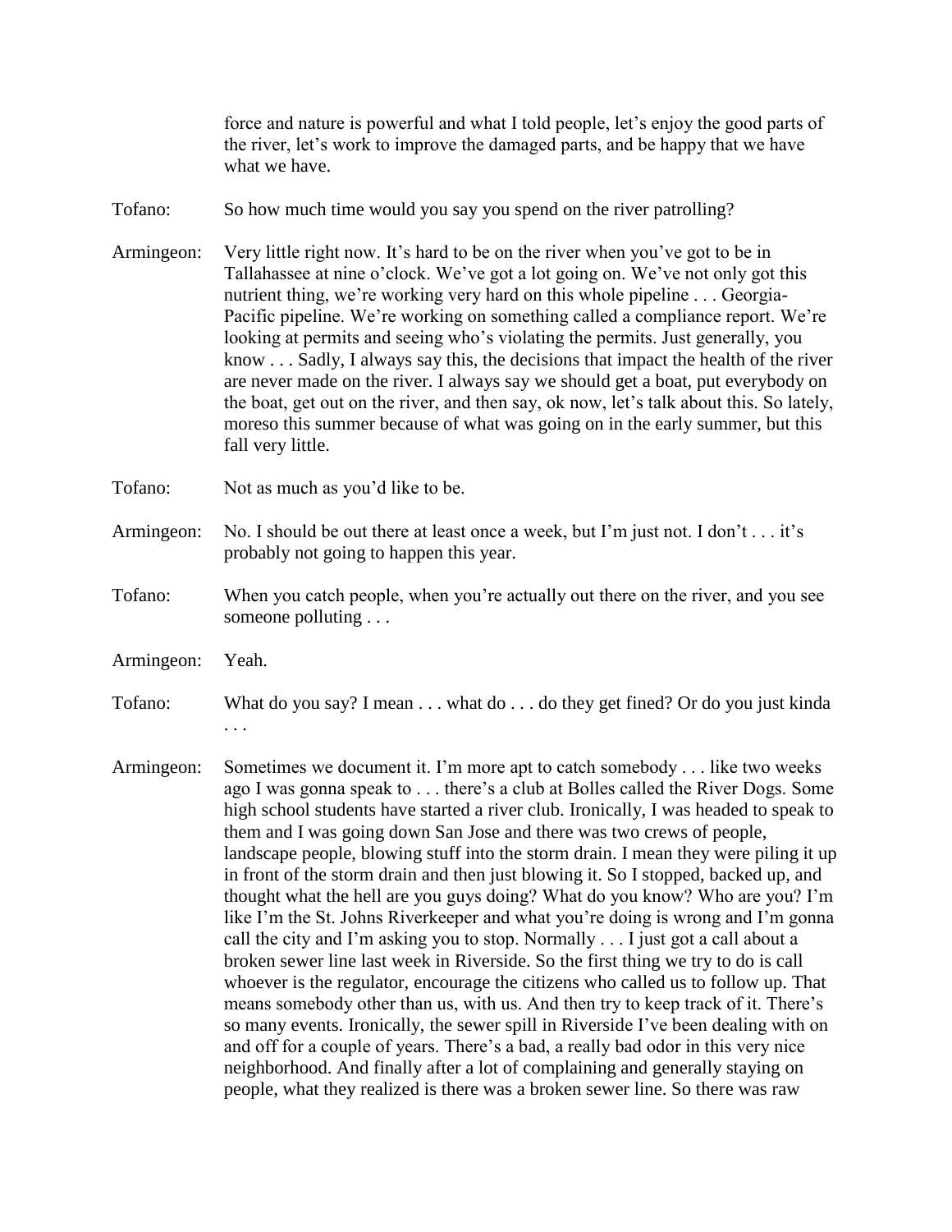force and nature is powerful and what I told people, let's enjoy the good parts of the river, let's work to improve the damaged parts, and be happy that we have what we have.

Tofano: So how much time would you say you spend on the river patrolling?

Armingeon: Very little right now. It's hard to be on the river when you've got to be in Tallahassee at nine o'clock. We've got a lot going on. We've not only got this nutrient thing, we're working very hard on this whole pipeline . . . Georgia-Pacific pipeline. We're working on something called a compliance report. We're looking at permits and seeing who's violating the permits. Just generally, you know . . . Sadly, I always say this, the decisions that impact the health of the river are never made on the river. I always say we should get a boat, put everybody on the boat, get out on the river, and then say, ok now, let's talk about this. So lately, moreso this summer because of what was going on in the early summer, but this fall very little.

Tofano: Not as much as you'd like to be.

Armingeon: No. I should be out there at least once a week, but I'm just not. I don't . . . it's probably not going to happen this year.

Tofano: When you catch people, when you're actually out there on the river, and you see someone polluting . . .

Armingeon: Yeah.

Tofano: What do you say? I mean . . . what do . . . do they get fined? Or do you just kinda . . .

Armingeon: Sometimes we document it. I'm more apt to catch somebody . . . like two weeks ago I was gonna speak to . . . there's a club at Bolles called the River Dogs. Some high school students have started a river club. Ironically, I was headed to speak to them and I was going down San Jose and there was two crews of people, landscape people, blowing stuff into the storm drain. I mean they were piling it up in front of the storm drain and then just blowing it. So I stopped, backed up, and thought what the hell are you guys doing? What do you know? Who are you? I'm like I'm the St. Johns Riverkeeper and what you're doing is wrong and I'm gonna call the city and I'm asking you to stop. Normally . . . I just got a call about a broken sewer line last week in Riverside. So the first thing we try to do is call whoever is the regulator, encourage the citizens who called us to follow up. That means somebody other than us, with us. And then try to keep track of it. There's so many events. Ironically, the sewer spill in Riverside I've been dealing with on and off for a couple of years. There's a bad, a really bad odor in this very nice neighborhood. And finally after a lot of complaining and generally staying on people, what they realized is there was a broken sewer line. So there was raw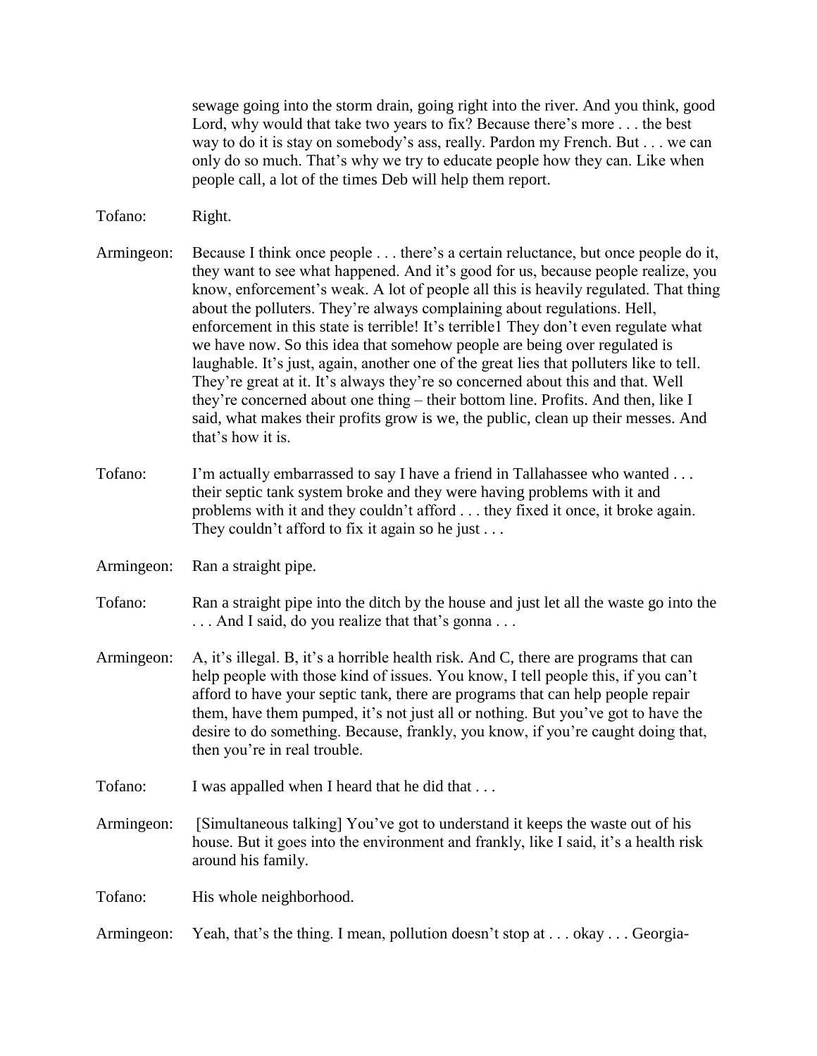sewage going into the storm drain, going right into the river. And you think, good Lord, why would that take two years to fix? Because there's more . . . the best way to do it is stay on somebody's ass, really. Pardon my French. But . . . we can only do so much. That's why we try to educate people how they can. Like when people call, a lot of the times Deb will help them report.

Tofano: Right.

Armingeon: Because I think once people . . . there's a certain reluctance, but once people do it, they want to see what happened. And it's good for us, because people realize, you know, enforcement's weak. A lot of people all this is heavily regulated. That thing about the polluters. They're always complaining about regulations. Hell, enforcement in this state is terrible! It's terrible1 They don't even regulate what we have now. So this idea that somehow people are being over regulated is laughable. It's just, again, another one of the great lies that polluters like to tell. They're great at it. It's always they're so concerned about this and that. Well they're concerned about one thing – their bottom line. Profits. And then, like I said, what makes their profits grow is we, the public, clean up their messes. And that's how it is.

Tofano: I'm actually embarrassed to say I have a friend in Tallahassee who wanted . . . their septic tank system broke and they were having problems with it and problems with it and they couldn't afford . . . they fixed it once, it broke again. They couldn't afford to fix it again so he just . . .

Armingeon: Ran a straight pipe.

Tofano: Ran a straight pipe into the ditch by the house and just let all the waste go into the . . . And I said, do you realize that that's gonna . . .

Armingeon: A, it's illegal. B, it's a horrible health risk. And C, there are programs that can help people with those kind of issues. You know, I tell people this, if you can't afford to have your septic tank, there are programs that can help people repair them, have them pumped, it's not just all or nothing. But you've got to have the desire to do something. Because, frankly, you know, if you're caught doing that, then you're in real trouble.

Tofano: I was appalled when I heard that he did that . . .

Armingeon: [Simultaneous talking] You've got to understand it keeps the waste out of his house. But it goes into the environment and frankly, like I said, it's a health risk around his family.

Tofano: His whole neighborhood.

Armingeon: Yeah, that's the thing. I mean, pollution doesn't stop at . . . okay . . . Georgia-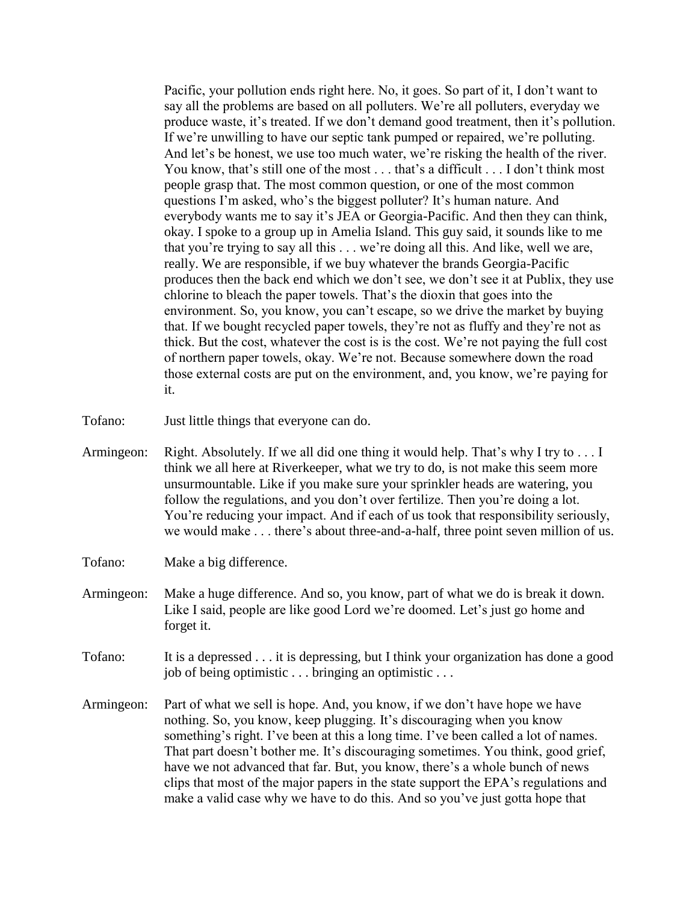Pacific, your pollution ends right here. No, it goes. So part of it, I don't want to say all the problems are based on all polluters. We're all polluters, everyday we produce waste, it's treated. If we don't demand good treatment, then it's pollution. If we're unwilling to have our septic tank pumped or repaired, we're polluting. And let's be honest, we use too much water, we're risking the health of the river. You know, that's still one of the most . . . that's a difficult . . . I don't think most people grasp that. The most common question, or one of the most common questions I'm asked, who's the biggest polluter? It's human nature. And everybody wants me to say it's JEA or Georgia-Pacific. And then they can think, okay. I spoke to a group up in Amelia Island. This guy said, it sounds like to me that you're trying to say all this . . . we're doing all this. And like, well we are, really. We are responsible, if we buy whatever the brands Georgia-Pacific produces then the back end which we don't see, we don't see it at Publix, they use chlorine to bleach the paper towels. That's the dioxin that goes into the environment. So, you know, you can't escape, so we drive the market by buying that. If we bought recycled paper towels, they're not as fluffy and they're not as thick. But the cost, whatever the cost is is the cost. We're not paying the full cost of northern paper towels, okay. We're not. Because somewhere down the road those external costs are put on the environment, and, you know, we're paying for it.

Tofano: Just little things that everyone can do.

Armingeon: Right. Absolutely. If we all did one thing it would help. That's why I try to . . . I think we all here at Riverkeeper, what we try to do, is not make this seem more unsurmountable. Like if you make sure your sprinkler heads are watering, you follow the regulations, and you don't over fertilize. Then you're doing a lot. You're reducing your impact. And if each of us took that responsibility seriously, we would make . . . there's about three-and-a-half, three point seven million of us.

Tofano: Make a big difference.

Armingeon: Make a huge difference. And so, you know, part of what we do is break it down. Like I said, people are like good Lord we're doomed. Let's just go home and forget it.

Tofano: It is a depressed . . . it is depressing, but I think your organization has done a good job of being optimistic . . . bringing an optimistic . . .

Armingeon: Part of what we sell is hope. And, you know, if we don't have hope we have nothing. So, you know, keep plugging. It's discouraging when you know something's right. I've been at this a long time. I've been called a lot of names. That part doesn't bother me. It's discouraging sometimes. You think, good grief, have we not advanced that far. But, you know, there's a whole bunch of news clips that most of the major papers in the state support the EPA's regulations and make a valid case why we have to do this. And so you've just gotta hope that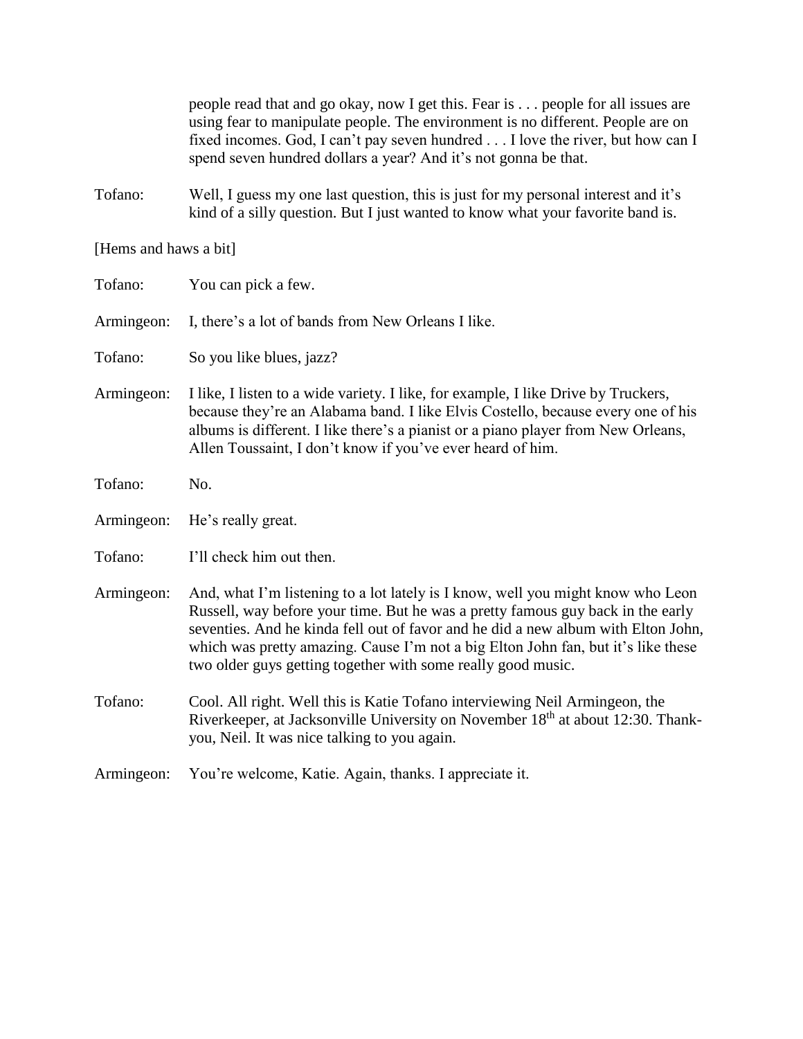people read that and go okay, now I get this. Fear is . . . people for all issues are using fear to manipulate people. The environment is no different. People are on fixed incomes. God, I can't pay seven hundred . . . I love the river, but how can I spend seven hundred dollars a year? And it's not gonna be that.

Tofano: Well, I guess my one last question, this is just for my personal interest and it's kind of a silly question. But I just wanted to know what your favorite band is.

[Hems and haws a bit]

Tofano: You can pick a few.

Armingeon: I, there's a lot of bands from New Orleans I like.

Tofano: So you like blues, jazz?

Armingeon: I like, I listen to a wide variety. I like, for example, I like Drive by Truckers, because they're an Alabama band. I like Elvis Costello, because every one of his albums is different. I like there's a pianist or a piano player from New Orleans, Allen Toussaint, I don't know if you've ever heard of him.

Tofano: No.

Armingeon: He's really great.

Tofano: I'll check him out then.

Armingeon: And, what I'm listening to a lot lately is I know, well you might know who Leon Russell, way before your time. But he was a pretty famous guy back in the early seventies. And he kinda fell out of favor and he did a new album with Elton John, which was pretty amazing. Cause I'm not a big Elton John fan, but it's like these two older guys getting together with some really good music.

Tofano: Cool. All right. Well this is Katie Tofano interviewing Neil Armingeon, the Riverkeeper, at Jacksonville University on November 18th at about 12:30. Thank-you, Neil. It was nice talking to you again.

Armingeon: You're welcome, Katie. Again, thanks. I appreciate it.